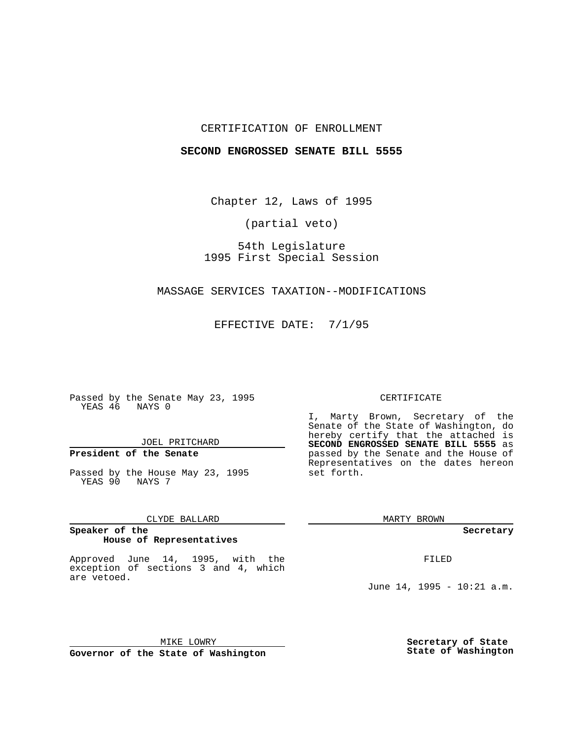CERTIFICATION OF ENROLLMENT

**SECOND ENGROSSED SENATE BILL 5555**

Chapter 12, Laws of 1995

(partial veto)

54th Legislature
1995 First Special Session

MASSAGE SERVICES TAXATION--MODIFICATIONS

EFFECTIVE DATE: 7/1/95

Passed by the Senate May 23, 1995
YEAS 46 NAYS 0

JOEL PRITCHARD

**President of the Senate**

Passed by the House May 23, 1995
YEAS 90 NAYS 7

CLYDE BALLARD

**Speaker of the House of Representatives**

Approved June 14, 1995, with the exception of sections 3 and 4, which are vetoed.

MIKE LOWRY

**Governor of the State of Washington**

CERTIFICATE

I, Marty Brown, Secretary of the Senate of the State of Washington, do hereby certify that the attached is **SECOND ENGROSSED SENATE BILL 5555** as passed by the Senate and the House of Representatives on the dates hereon set forth.

MARTY BROWN

**Secretary**

FILED

June 14, 1995 - 10:21 a.m.

**Secretary of State**
**State of Washington**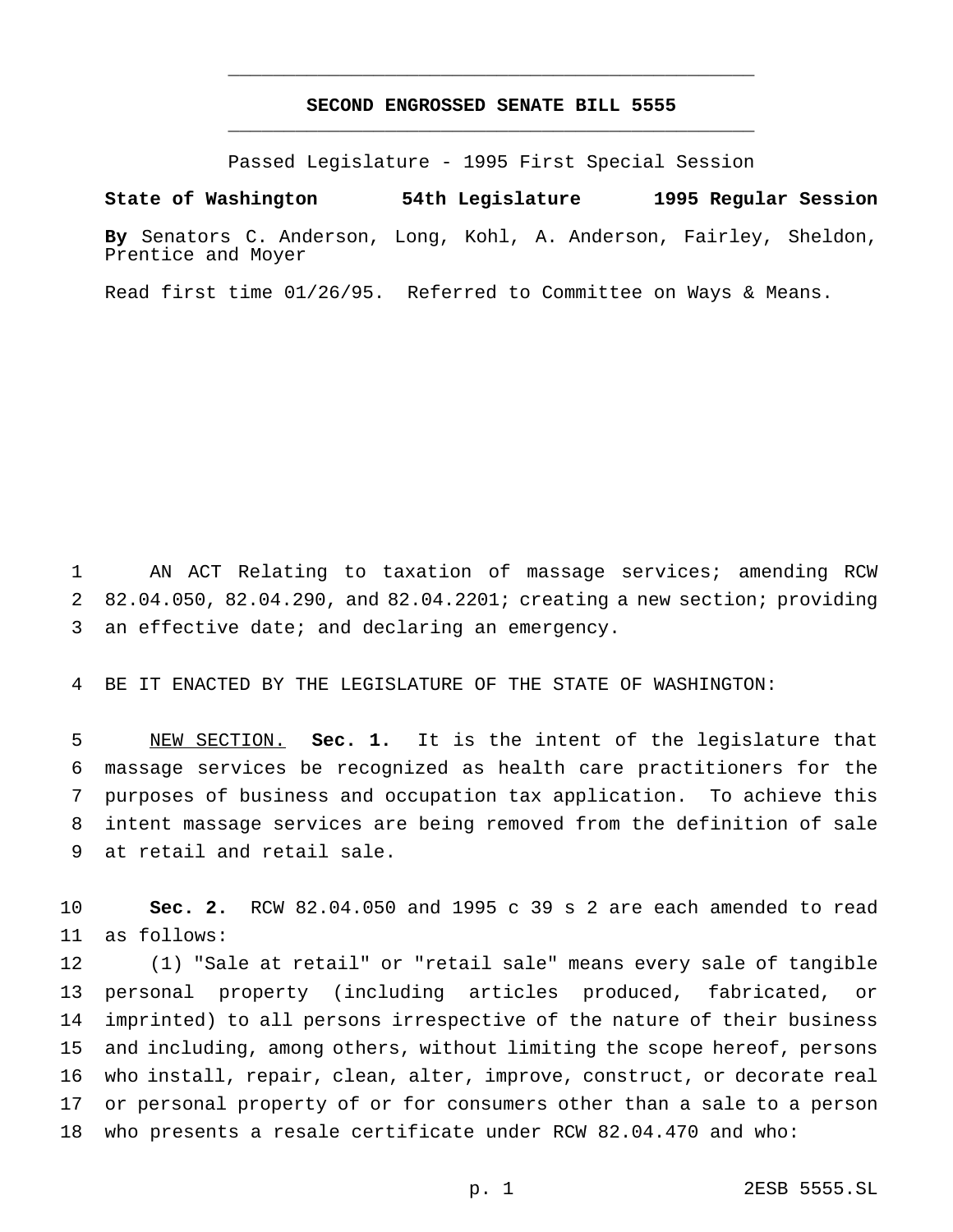# SECOND ENGROSSED SENATE BILL 5555

Passed Legislature - 1995 First Special Session

**State of Washington 54th Legislature 1995 Regular Session**

**By** Senators C. Anderson, Long, Kohl, A. Anderson, Fairley, Sheldon, Prentice and Moyer

Read first time 01/26/95. Referred to Committee on Ways & Means.

AN ACT Relating to taxation of massage services; amending RCW 82.04.050, 82.04.290, and 82.04.2201; creating a new section; providing an effective date; and declaring an emergency.

BE IT ENACTED BY THE LEGISLATURE OF THE STATE OF WASHINGTON:

NEW SECTION. **Sec. 1.** It is the intent of the legislature that massage services be recognized as health care practitioners for the purposes of business and occupation tax application. To achieve this intent massage services are being removed from the definition of sale at retail and retail sale.

**Sec. 2.** RCW 82.04.050 and 1995 c 39 s 2 are each amended to read as follows:

(1) "Sale at retail" or "retail sale" means every sale of tangible personal property (including articles produced, fabricated, or imprinted) to all persons irrespective of the nature of their business and including, among others, without limiting the scope hereof, persons who install, repair, clean, alter, improve, construct, or decorate real or personal property of or for consumers other than a sale to a person who presents a resale certificate under RCW 82.04.470 and who: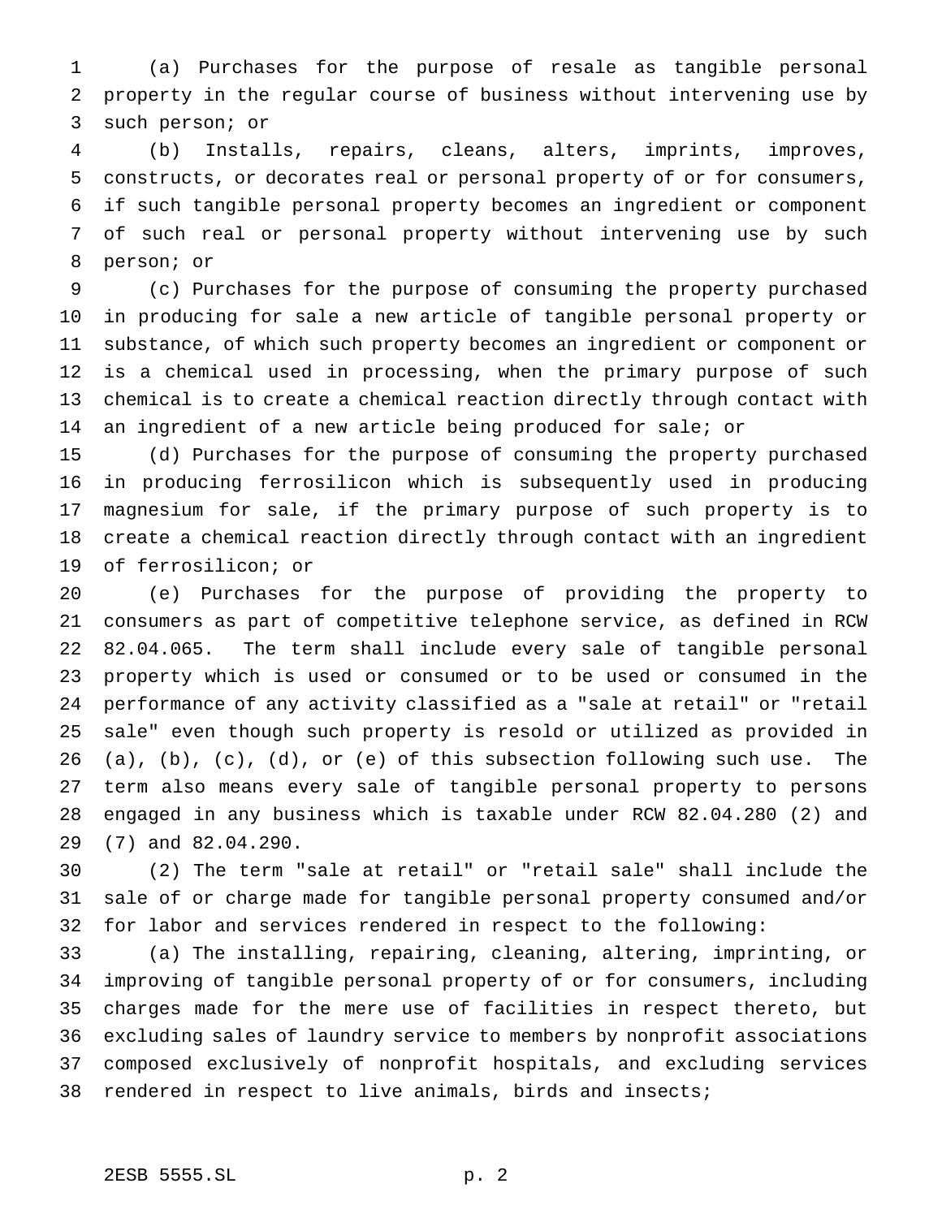(a) Purchases for the purpose of resale as tangible personal property in the regular course of business without intervening use by such person; or

(b) Installs, repairs, cleans, alters, imprints, improves, constructs, or decorates real or personal property of or for consumers, if such tangible personal property becomes an ingredient or component of such real or personal property without intervening use by such person; or

(c) Purchases for the purpose of consuming the property purchased in producing for sale a new article of tangible personal property or substance, of which such property becomes an ingredient or component or is a chemical used in processing, when the primary purpose of such chemical is to create a chemical reaction directly through contact with an ingredient of a new article being produced for sale; or

(d) Purchases for the purpose of consuming the property purchased in producing ferrosilicon which is subsequently used in producing magnesium for sale, if the primary purpose of such property is to create a chemical reaction directly through contact with an ingredient of ferrosilicon; or

(e) Purchases for the purpose of providing the property to consumers as part of competitive telephone service, as defined in RCW 82.04.065. The term shall include every sale of tangible personal property which is used or consumed or to be used or consumed in the performance of any activity classified as a "sale at retail" or "retail sale" even though such property is resold or utilized as provided in (a), (b), (c), (d), or (e) of this subsection following such use. The term also means every sale of tangible personal property to persons engaged in any business which is taxable under RCW 82.04.280 (2) and (7) and 82.04.290.

(2) The term "sale at retail" or "retail sale" shall include the sale of or charge made for tangible personal property consumed and/or for labor and services rendered in respect to the following:

(a) The installing, repairing, cleaning, altering, imprinting, or improving of tangible personal property of or for consumers, including charges made for the mere use of facilities in respect thereto, but excluding sales of laundry service to members by nonprofit associations composed exclusively of nonprofit hospitals, and excluding services rendered in respect to live animals, birds and insects;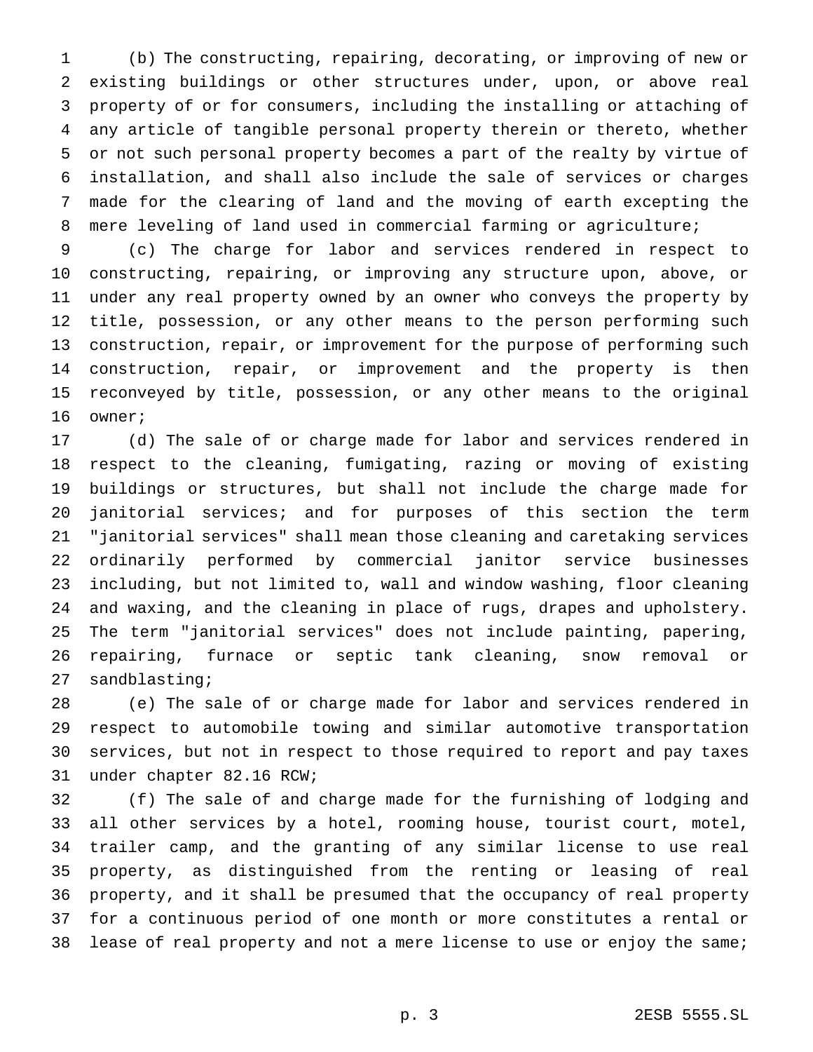(b) The constructing, repairing, decorating, or improving of new or existing buildings or other structures under, upon, or above real property of or for consumers, including the installing or attaching of any article of tangible personal property therein or thereto, whether or not such personal property becomes a part of the realty by virtue of installation, and shall also include the sale of services or charges made for the clearing of land and the moving of earth excepting the mere leveling of land used in commercial farming or agriculture;

(c) The charge for labor and services rendered in respect to constructing, repairing, or improving any structure upon, above, or under any real property owned by an owner who conveys the property by title, possession, or any other means to the person performing such construction, repair, or improvement for the purpose of performing such construction, repair, or improvement and the property is then reconveyed by title, possession, or any other means to the original owner;

(d) The sale of or charge made for labor and services rendered in respect to the cleaning, fumigating, razing or moving of existing buildings or structures, but shall not include the charge made for janitorial services; and for purposes of this section the term "janitorial services" shall mean those cleaning and caretaking services ordinarily performed by commercial janitor service businesses including, but not limited to, wall and window washing, floor cleaning and waxing, and the cleaning in place of rugs, drapes and upholstery. The term "janitorial services" does not include painting, papering, repairing, furnace or septic tank cleaning, snow removal or sandblasting;

(e) The sale of or charge made for labor and services rendered in respect to automobile towing and similar automotive transportation services, but not in respect to those required to report and pay taxes under chapter 82.16 RCW;

(f) The sale of and charge made for the furnishing of lodging and all other services by a hotel, rooming house, tourist court, motel, trailer camp, and the granting of any similar license to use real property, as distinguished from the renting or leasing of real property, and it shall be presumed that the occupancy of real property for a continuous period of one month or more constitutes a rental or lease of real property and not a mere license to use or enjoy the same;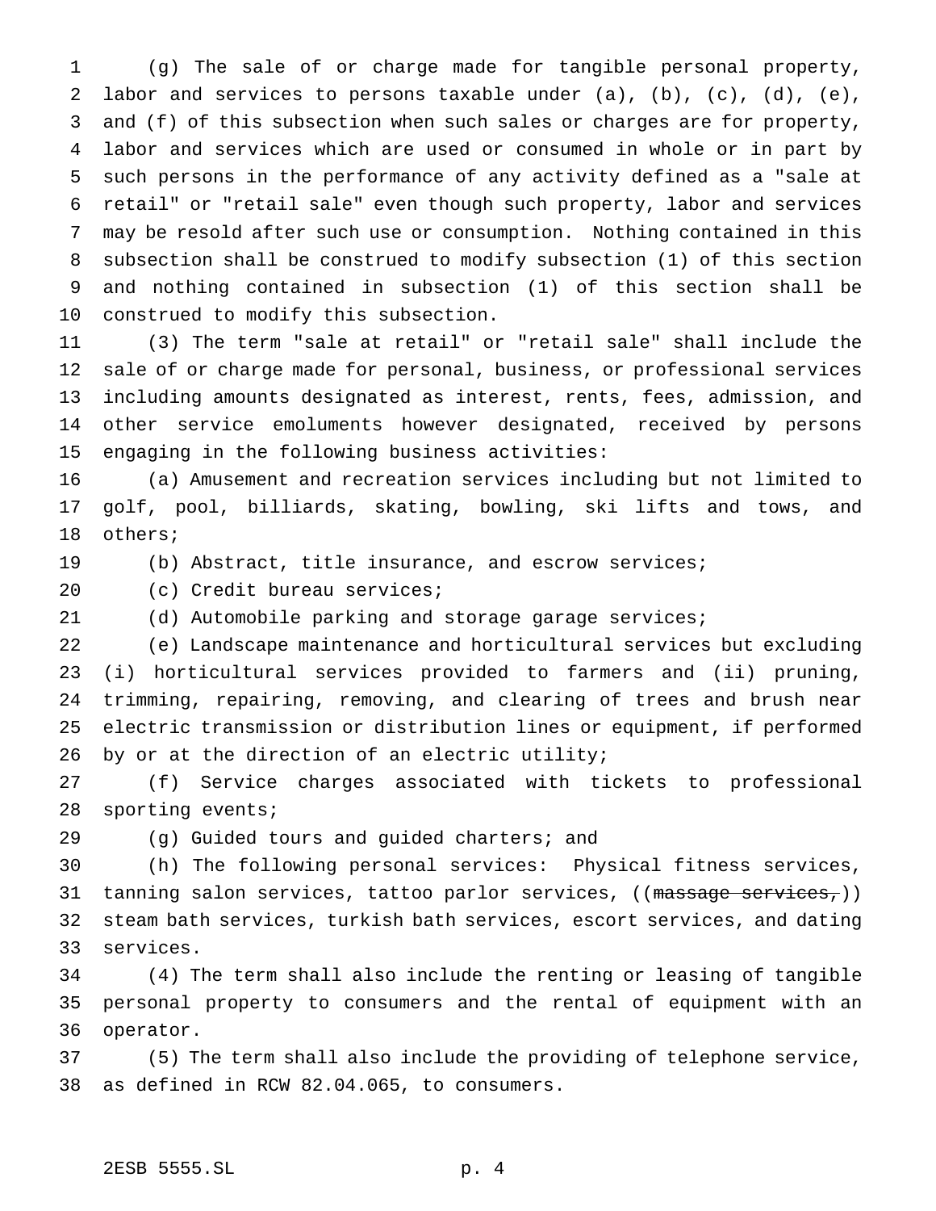(g) The sale of or charge made for tangible personal property, labor and services to persons taxable under (a), (b), (c), (d), (e), and (f) of this subsection when such sales or charges are for property, labor and services which are used or consumed in whole or in part by such persons in the performance of any activity defined as a "sale at retail" or "retail sale" even though such property, labor and services may be resold after such use or consumption. Nothing contained in this subsection shall be construed to modify subsection (1) of this section and nothing contained in subsection (1) of this section shall be construed to modify this subsection.

(3) The term "sale at retail" or "retail sale" shall include the sale of or charge made for personal, business, or professional services including amounts designated as interest, rents, fees, admission, and other service emoluments however designated, received by persons engaging in the following business activities:

(a) Amusement and recreation services including but not limited to golf, pool, billiards, skating, bowling, ski lifts and tows, and others;

(b) Abstract, title insurance, and escrow services;

(c) Credit bureau services;

(d) Automobile parking and storage garage services;

(e) Landscape maintenance and horticultural services but excluding (i) horticultural services provided to farmers and (ii) pruning, trimming, repairing, removing, and clearing of trees and brush near electric transmission or distribution lines or equipment, if performed by or at the direction of an electric utility;

(f) Service charges associated with tickets to professional sporting events;

(g) Guided tours and guided charters; and

(h) The following personal services: Physical fitness services, tanning salon services, tattoo parlor services, ((~~massage services,~~)) steam bath services, turkish bath services, escort services, and dating services.

(4) The term shall also include the renting or leasing of tangible personal property to consumers and the rental of equipment with an operator.

(5) The term shall also include the providing of telephone service, as defined in RCW 82.04.065, to consumers.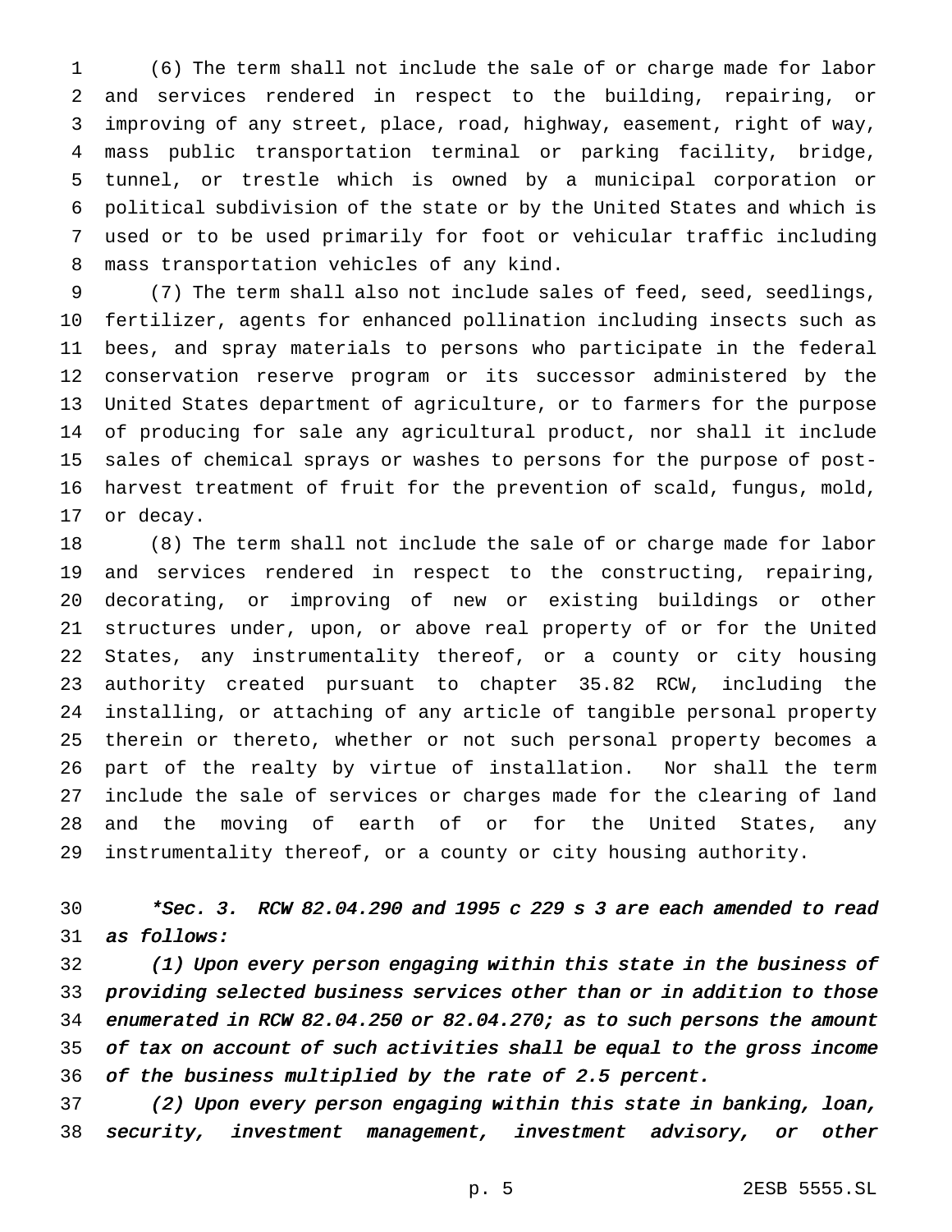(6) The term shall not include the sale of or charge made for labor and services rendered in respect to the building, repairing, or improving of any street, place, road, highway, easement, right of way, mass public transportation terminal or parking facility, bridge, tunnel, or trestle which is owned by a municipal corporation or political subdivision of the state or by the United States and which is used or to be used primarily for foot or vehicular traffic including mass transportation vehicles of any kind.

(7) The term shall also not include sales of feed, seed, seedlings, fertilizer, agents for enhanced pollination including insects such as bees, and spray materials to persons who participate in the federal conservation reserve program or its successor administered by the United States department of agriculture, or to farmers for the purpose of producing for sale any agricultural product, nor shall it include sales of chemical sprays or washes to persons for the purpose of post-harvest treatment of fruit for the prevention of scald, fungus, mold, or decay.

(8) The term shall not include the sale of or charge made for labor and services rendered in respect to the constructing, repairing, decorating, or improving of new or existing buildings or other structures under, upon, or above real property of or for the United States, any instrumentality thereof, or a county or city housing authority created pursuant to chapter 35.82 RCW, including the installing, or attaching of any article of tangible personal property therein or thereto, whether or not such personal property becomes a part of the realty by virtue of installation. Nor shall the term include the sale of services or charges made for the clearing of land and the moving of earth of or for the United States, any instrumentality thereof, or a county or city housing authority.

*\*Sec. 3. RCW 82.04.290 and 1995 c 229 s 3 are each amended to read as follows:*

*(1) Upon every person engaging within this state in the business of providing selected business services other than or in addition to those enumerated in RCW 82.04.250 or 82.04.270; as to such persons the amount of tax on account of such activities shall be equal to the gross income of the business multiplied by the rate of 2.5 percent.*

*(2) Upon every person engaging within this state in banking, loan, security, investment management, investment advisory, or other*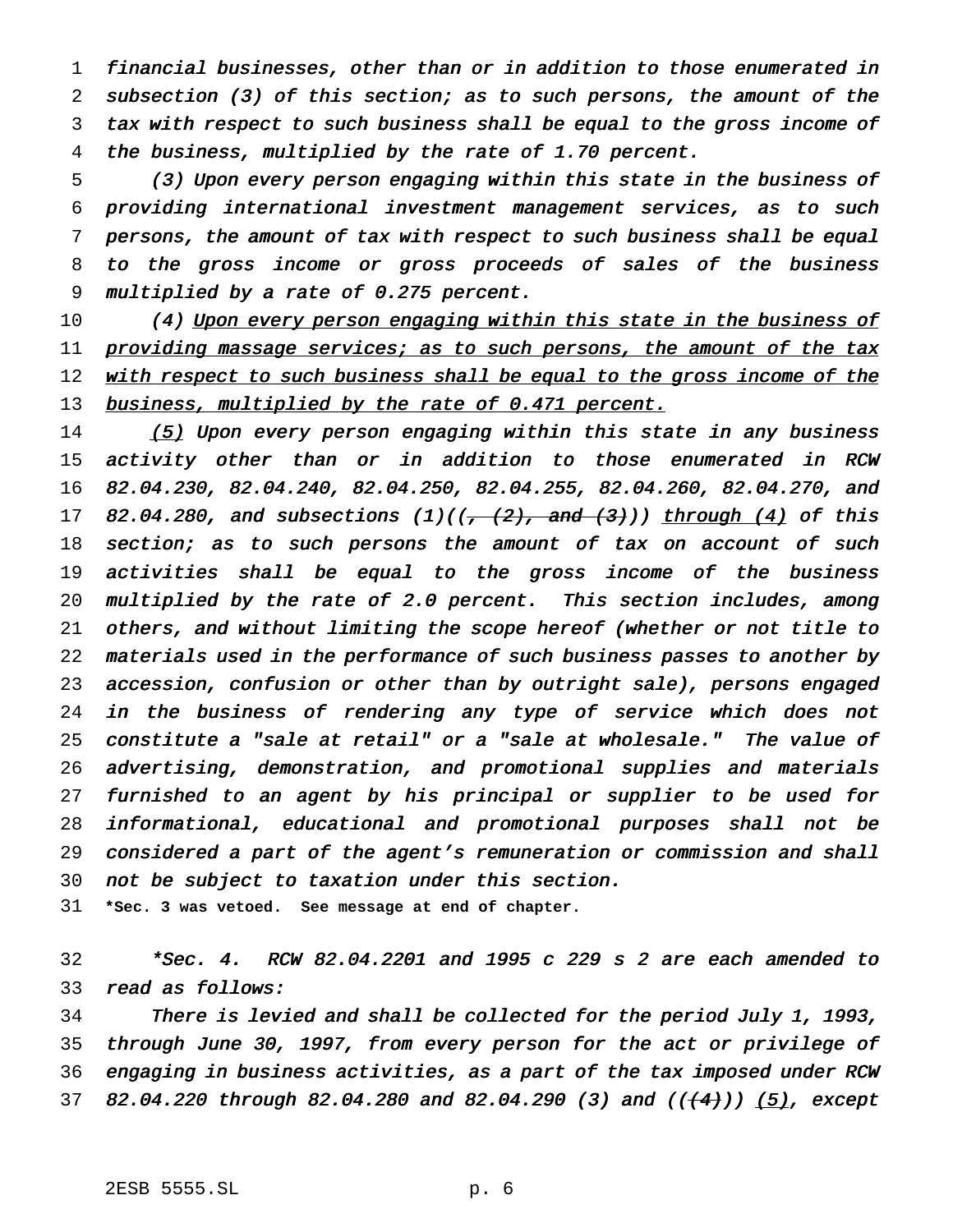*financial businesses, other than or in addition to those enumerated in subsection (3) of this section; as to such persons, the amount of the tax with respect to such business shall be equal to the gross income of the business, multiplied by the rate of 1.70 percent.*

*(3) Upon every person engaging within this state in the business of providing international investment management services, as to such persons, the amount of tax with respect to such business shall be equal to the gross income or gross proceeds of sales of the business multiplied by a rate of 0.275 percent.*

*(4) <u>Upon every person engaging within this state in the business of providing massage services; as to such persons, the amount of the tax with respect to such business shall be equal to the gross income of the business, multiplied by the rate of 0.471 percent.</u>*

*<u>(5)</u> Upon every person engaging within this state in any business activity other than or in addition to those enumerated in RCW 82.04.230, 82.04.240, 82.04.250, 82.04.255, 82.04.260, 82.04.270, and 82.04.280, and subsections (1)((~~, (2), and (3)~~)) <u>through (4)</u> of this section; as to such persons the amount of tax on account of such activities shall be equal to the gross income of the business multiplied by the rate of 2.0 percent. This section includes, among others, and without limiting the scope hereof (whether or not title to materials used in the performance of such business passes to another by accession, confusion or other than by outright sale), persons engaged in the business of rendering any type of service which does not constitute a "sale at retail" or a "sale at wholesale." The value of advertising, demonstration, and promotional supplies and materials furnished to an agent by his principal or supplier to be used for informational, educational and promotional purposes shall not be considered a part of the agent's remuneration or commission and shall not be subject to taxation under this section.*

**\*Sec. 3 was vetoed. See message at end of chapter.**

*\*Sec. 4. RCW 82.04.2201 and 1995 c 229 s 2 are each amended to read as follows:*

*There is levied and shall be collected for the period July 1, 1993, through June 30, 1997, from every person for the act or privilege of engaging in business activities, as a part of the tax imposed under RCW 82.04.220 through 82.04.280 and 82.04.290 (3) and ((~~(4)~~)) <u>(5)</u>, except*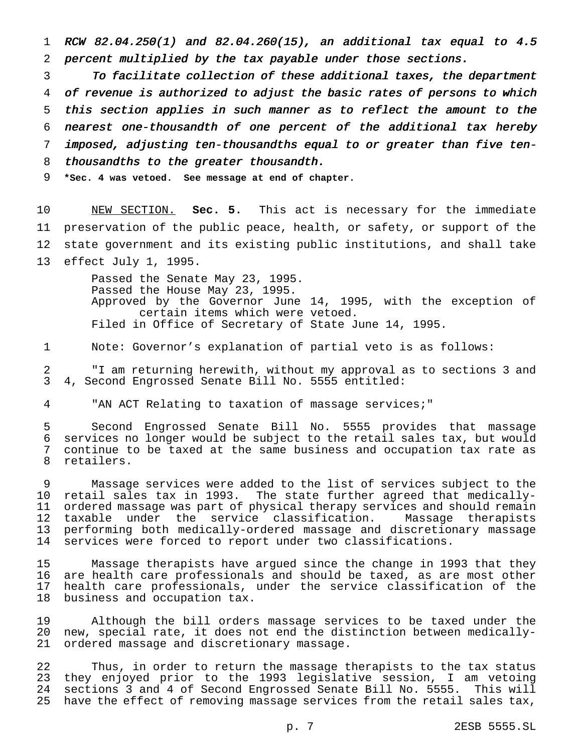*RCW 82.04.250(1) and 82.04.260(15), an additional tax equal to 4.5 percent multiplied by the tax payable under those sections.*

*To facilitate collection of these additional taxes, the department of revenue is authorized to adjust the basic rates of persons to which this section applies in such manner as to reflect the amount to the nearest one-thousandth of one percent of the additional tax hereby imposed, adjusting ten-thousandths equal to or greater than five ten-thousandths to the greater thousandth.*

**\*Sec. 4 was vetoed. See message at end of chapter.**

NEW SECTION. **Sec. 5.** This act is necessary for the immediate preservation of the public peace, health, or safety, or support of the state government and its existing public institutions, and shall take effect July 1, 1995.

Passed the Senate May 23, 1995.
Passed the House May 23, 1995.
Approved by the Governor June 14, 1995, with the exception of certain items which were vetoed.
Filed in Office of Secretary of State June 14, 1995.

Note: Governor's explanation of partial veto is as follows:

"I am returning herewith, without my approval as to sections 3 and 4, Second Engrossed Senate Bill No. 5555 entitled:

"AN ACT Relating to taxation of massage services;"

Second Engrossed Senate Bill No. 5555 provides that massage services no longer would be subject to the retail sales tax, but would continue to be taxed at the same business and occupation tax rate as retailers.

Massage services were added to the list of services subject to the retail sales tax in 1993. The state further agreed that medically-ordered massage was part of physical therapy services and should remain taxable under the service classification. Massage therapists performing both medically-ordered massage and discretionary massage services were forced to report under two classifications.

Massage therapists have argued since the change in 1993 that they are health care professionals and should be taxed, as are most other health care professionals, under the service classification of the business and occupation tax.

Although the bill orders massage services to be taxed under the new, special rate, it does not end the distinction between medically-ordered massage and discretionary massage.

Thus, in order to return the massage therapists to the tax status they enjoyed prior to the 1993 legislative session, I am vetoing sections 3 and 4 of Second Engrossed Senate Bill No. 5555. This will have the effect of removing massage services from the retail sales tax,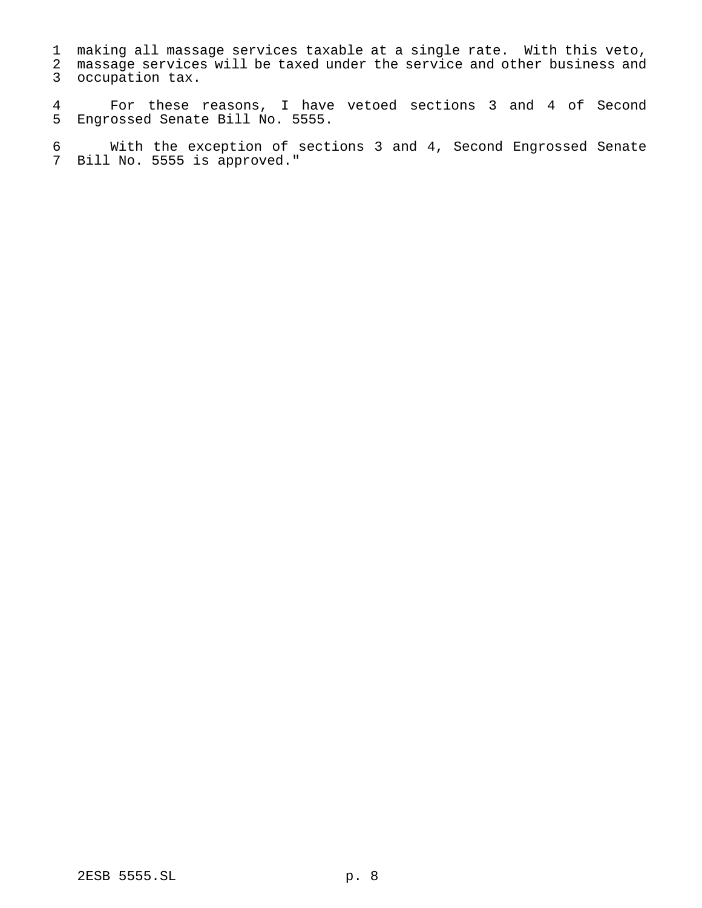making all massage services taxable at a single rate. With this veto, massage services will be taxed under the service and other business and occupation tax.

For these reasons, I have vetoed sections 3 and 4 of Second Engrossed Senate Bill No. 5555.

With the exception of sections 3 and 4, Second Engrossed Senate Bill No. 5555 is approved."